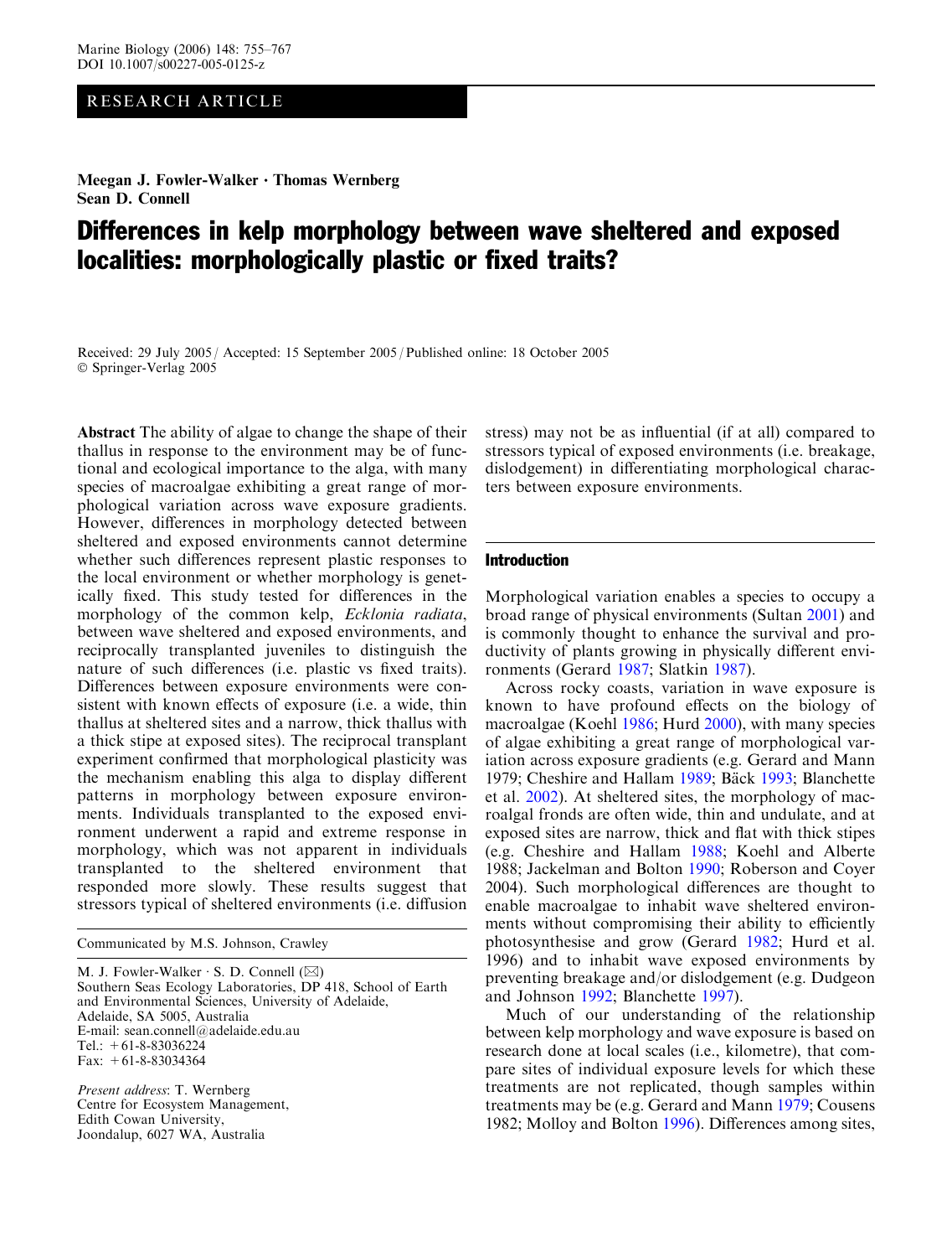RESEARCH ARTICLE

**Meegan J. Fowler-Walker · Thomas Wernberg**
**Sean D. Connell**

# Differences in kelp morphology between wave sheltered and exposed localities: morphologically plastic or fixed traits?

Received: 29 July 2005 / Accepted: 15 September 2005 / Published online: 18 October 2005
© Springer-Verlag 2005

**Abstract** The ability of algae to change the shape of their thallus in response to the environment may be of functional and ecological importance to the alga, with many species of macroalgae exhibiting a great range of morphological variation across wave exposure gradients. However, differences in morphology detected between sheltered and exposed environments cannot determine whether such differences represent plastic responses to the local environment or whether morphology is genetically fixed. This study tested for differences in the morphology of the common kelp, *Ecklonia radiata*, between wave sheltered and exposed environments, and reciprocally transplanted juveniles to distinguish the nature of such differences (i.e. plastic vs fixed traits). Differences between exposure environments were consistent with known effects of exposure (i.e. a wide, thin thallus at sheltered sites and a narrow, thick thallus with a thick stipe at exposed sites). The reciprocal transplant experiment confirmed that morphological plasticity was the mechanism enabling this alga to display different patterns in morphology between exposure environments. Individuals transplanted to the exposed environment underwent a rapid and extreme response in morphology, which was not apparent in individuals transplanted to the sheltered environment that responded more slowly. These results suggest that stressors typical of sheltered environments (i.e. diffusion stress) may not be as influential (if at all) compared to stressors typical of exposed environments (i.e. breakage, dislodgement) in differentiating morphological characters between exposure environments.

Communicated by M.S. Johnson, Crawley

M. J. Fowler-Walker · S. D. Connell (✉)
Southern Seas Ecology Laboratories, DP 418, School of Earth and Environmental Sciences, University of Adelaide, Adelaide, SA 5005, Australia
E-mail: sean.connell@adelaide.edu.au
Tel.: +61-8-83036224
Fax: +61-8-83034364

*Present address*: T. Wernberg
Centre for Ecosystem Management, Edith Cowan University, Joondalup, 6027 WA, Australia

## Introduction

Morphological variation enables a species to occupy a broad range of physical environments (Sultan 2001) and is commonly thought to enhance the survival and productivity of plants growing in physically different environments (Gerard 1987; Slatkin 1987).

Across rocky coasts, variation in wave exposure is known to have profound effects on the biology of macroalgae (Koehl 1986; Hurd 2000), with many species of algae exhibiting a great range of morphological variation across exposure gradients (e.g. Gerard and Mann 1979; Cheshire and Hallam 1989; Bäck 1993; Blanchette et al. 2002). At sheltered sites, the morphology of macroalgal fronds are often wide, thin and undulate, and at exposed sites are narrow, thick and flat with thick stipes (e.g. Cheshire and Hallam 1988; Koehl and Alberte 1988; Jackelman and Bolton 1990; Roberson and Coyer 2004). Such morphological differences are thought to enable macroalgae to inhabit wave sheltered environments without compromising their ability to efficiently photosynthesise and grow (Gerard 1982; Hurd et al. 1996) and to inhabit wave exposed environments by preventing breakage and/or dislodgement (e.g. Dudgeon and Johnson 1992; Blanchette 1997).

Much of our understanding of the relationship between kelp morphology and wave exposure is based on research done at local scales (i.e., kilometre), that compare sites of individual exposure levels for which these treatments are not replicated, though samples within treatments may be (e.g. Gerard and Mann 1979; Cousens 1982; Molloy and Bolton 1996). Differences among sites,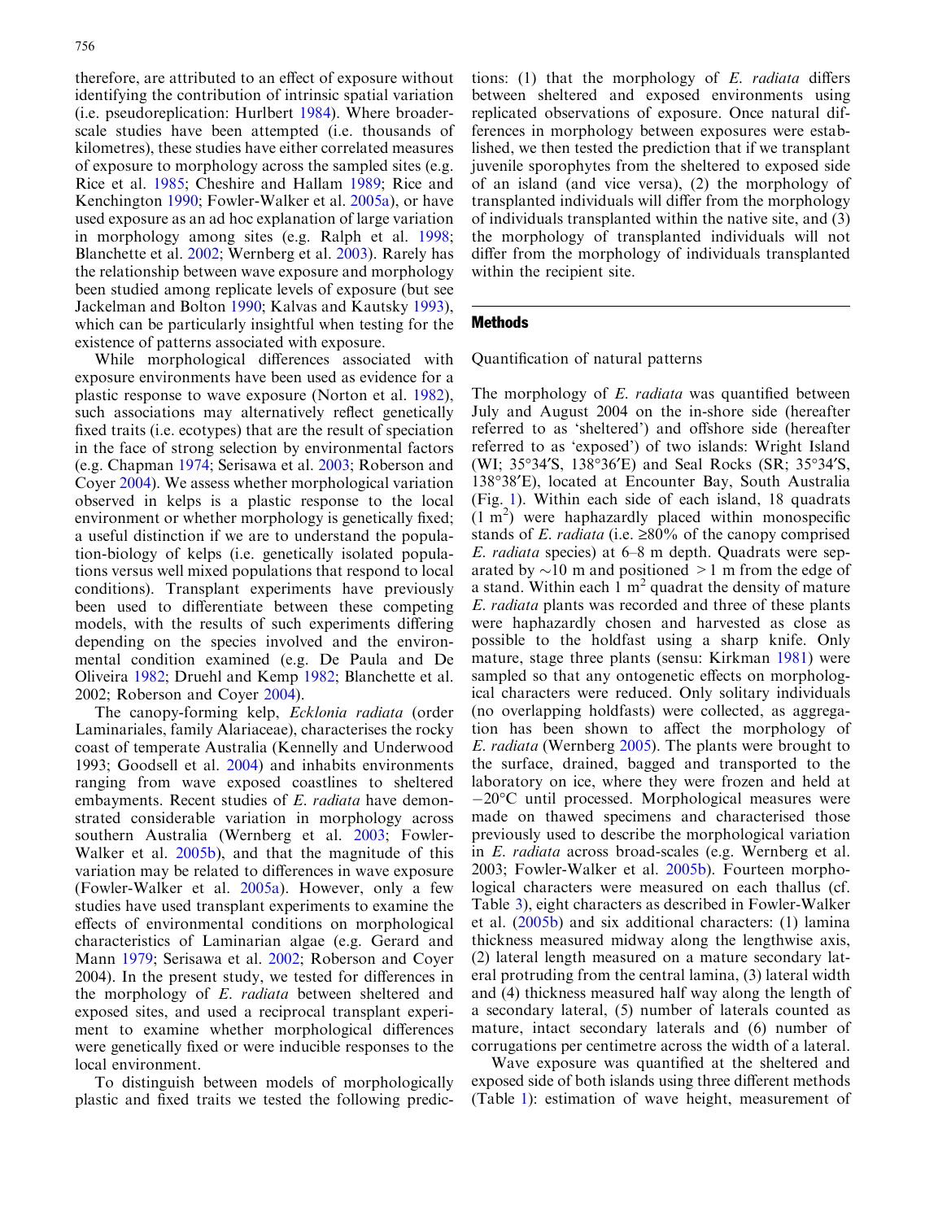therefore, are attributed to an effect of exposure without identifying the contribution of intrinsic spatial variation (i.e. pseudoreplication: Hurlbert 1984). Where broader-scale studies have been attempted (i.e. thousands of kilometres), these studies have either correlated measures of exposure to morphology across the sampled sites (e.g. Rice et al. 1985; Cheshire and Hallam 1989; Rice and Kenchington 1990; Fowler-Walker et al. 2005a), or have used exposure as an ad hoc explanation of large variation in morphology among sites (e.g. Ralph et al. 1998; Blanchette et al. 2002; Wernberg et al. 2003). Rarely has the relationship between wave exposure and morphology been studied among replicate levels of exposure (but see Jackelman and Bolton 1990; Kalvas and Kautsky 1993), which can be particularly insightful when testing for the existence of patterns associated with exposure.

While morphological differences associated with exposure environments have been used as evidence for a plastic response to wave exposure (Norton et al. 1982), such associations may alternatively reflect genetically fixed traits (i.e. ecotypes) that are the result of speciation in the face of strong selection by environmental factors (e.g. Chapman 1974; Serisawa et al. 2003; Roberson and Coyer 2004). We assess whether morphological variation observed in kelps is a plastic response to the local environment or whether morphology is genetically fixed; a useful distinction if we are to understand the population-biology of kelps (i.e. genetically isolated populations versus well mixed populations that respond to local conditions). Transplant experiments have previously been used to differentiate between these competing models, with the results of such experiments differing depending on the species involved and the environmental condition examined (e.g. De Paula and De Oliveira 1982; Druehl and Kemp 1982; Blanchette et al. 2002; Roberson and Coyer 2004).

The canopy-forming kelp, *Ecklonia radiata* (order Laminariales, family Alariaceae), characterises the rocky coast of temperate Australia (Kennelly and Underwood 1993; Goodsell et al. 2004) and inhabits environments ranging from wave exposed coastlines to sheltered embayments. Recent studies of *E. radiata* have demonstrated considerable variation in morphology across southern Australia (Wernberg et al. 2003; Fowler-Walker et al. 2005b), and that the magnitude of this variation may be related to differences in wave exposure (Fowler-Walker et al. 2005a). However, only a few studies have used transplant experiments to examine the effects of environmental conditions on morphological characteristics of Laminarian algae (e.g. Gerard and Mann 1979; Serisawa et al. 2002; Roberson and Coyer 2004). In the present study, we tested for differences in the morphology of *E. radiata* between sheltered and exposed sites, and used a reciprocal transplant experiment to examine whether morphological differences were genetically fixed or were inducible responses to the local environment.

To distinguish between models of morphologically plastic and fixed traits we tested the following predictions: (1) that the morphology of *E. radiata* differs between sheltered and exposed environments using replicated observations of exposure. Once natural differences in morphology between exposures were established, we then tested the prediction that if we transplant juvenile sporophytes from the sheltered to exposed side of an island (and vice versa), (2) the morphology of transplanted individuals will differ from the morphology of individuals transplanted within the native site, and (3) the morphology of transplanted individuals will not differ from the morphology of individuals transplanted within the recipient site.

## Methods

### Quantification of natural patterns

The morphology of *E. radiata* was quantified between July and August 2004 on the in-shore side (hereafter referred to as 'sheltered') and offshore side (hereafter referred to as 'exposed') of two islands: Wright Island (WI; 35°34′S, 138°36′E) and Seal Rocks (SR; 35°34′S, 138°38′E), located at Encounter Bay, South Australia (Fig. 1). Within each side of each island, 18 quadrats (1 $m^2$) were haphazardly placed within monospecific stands of *E. radiata* (i.e. ≥80% of the canopy comprised *E. radiata* species) at 6–8 m depth. Quadrats were separated by ~10 m and positioned >1 m from the edge of a stand. Within each 1 $m^2$ quadrat the density of mature *E. radiata* plants was recorded and three of these plants were haphazardly chosen and harvested as close as possible to the holdfast using a sharp knife. Only mature, stage three plants (sensu: Kirkman 1981) were sampled so that any ontogenetic effects on morphological characters were reduced. Only solitary individuals (no overlapping holdfasts) were collected, as aggregation has been shown to affect the morphology of *E. radiata* (Wernberg 2005). The plants were brought to the surface, drained, bagged and transported to the laboratory on ice, where they were frozen and held at −20°C until processed. Morphological measures were made on thawed specimens and characterised those previously used to describe the morphological variation in *E. radiata* across broad-scales (e.g. Wernberg et al. 2003; Fowler-Walker et al. 2005b). Fourteen morphological characters were measured on each thallus (cf. Table 3), eight characters as described in Fowler-Walker et al. (2005b) and six additional characters: (1) lamina thickness measured midway along the lengthwise axis, (2) lateral length measured on a mature secondary lateral protruding from the central lamina, (3) lateral width and (4) thickness measured half way along the length of a secondary lateral, (5) number of laterals counted as mature, intact secondary laterals and (6) number of corrugations per centimetre across the width of a lateral.

Wave exposure was quantified at the sheltered and exposed side of both islands using three different methods (Table 1): estimation of wave height, measurement of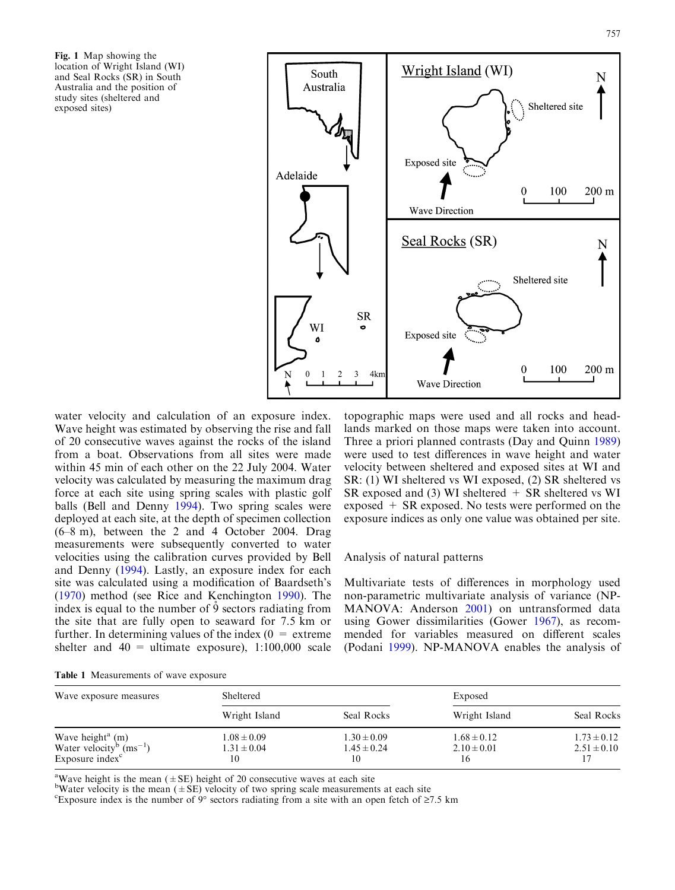**Fig. 1** Map showing the location of Wright Island (WI) and Seal Rocks (SR) in South Australia and the position of study sites (sheltered and exposed sites)

water velocity and calculation of an exposure index. Wave height was estimated by observing the rise and fall of 20 consecutive waves against the rocks of the island from a boat. Observations from all sites were made within 45 min of each other on the 22 July 2004. Water velocity was calculated by measuring the maximum drag force at each site using spring scales with plastic golf balls (Bell and Denny 1994). Two spring scales were deployed at each site, at the depth of specimen collection (6–8 m), between the 2 and 4 October 2004. Drag measurements were subsequently converted to water velocities using the calibration curves provided by Bell and Denny (1994). Lastly, an exposure index for each site was calculated using a modification of Baardseth's (1970) method (see Rice and Kenchington 1990). The index is equal to the number of 9° sectors radiating from the site that are fully open to seaward for 7.5 km or further. In determining values of the index (0 = extreme shelter and 40 = ultimate exposure), 1:100,000 scale topographic maps were used and all rocks and headlands marked on those maps were taken into account. Three a priori planned contrasts (Day and Quinn 1989) were used to test differences in wave height and water velocity between sheltered and exposed sites at WI and SR: (1) WI sheltered vs WI exposed, (2) SR sheltered vs SR exposed and (3) WI sheltered + SR sheltered vs WI exposed + SR exposed. No tests were performed on the exposure indices as only one value was obtained per site.

## Analysis of natural patterns

Multivariate tests of differences in morphology used non-parametric multivariate analysis of variance (NP-MANOVA: Anderson 2001) on untransformed data using Gower dissimilarities (Gower 1967), as recommended for variables measured on different scales (Podani 1999). NP-MANOVA enables the analysis of

**Table 1** Measurements of wave exposure

| Wave exposure measures | Sheltered | | Exposed | |
|---|---|---|---|---|
| | Wright Island | Seal Rocks | Wright Island | Seal Rocks |
| Wave height[a] (m) | $1.08 \pm 0.09$ | $1.30 \pm 0.09$ | $1.68 \pm 0.12$ | $1.73 \pm 0.12$ |
| Water velocity[b] ($ms^{-1}$) | $1.31 \pm 0.04$ | $1.45 \pm 0.24$ | $2.10 \pm 0.01$ | $2.51 \pm 0.10$ |
| Exposure index[c] | 10 | 10 | 16 | 17 |

[a]Wave height is the mean (±SE) height of 20 consecutive waves at each site
[b]Water velocity is the mean (±SE) velocity of two spring scale measurements at each site
[c]Exposure index is the number of 9° sectors radiating from a site with an open fetch of ≥7.5 km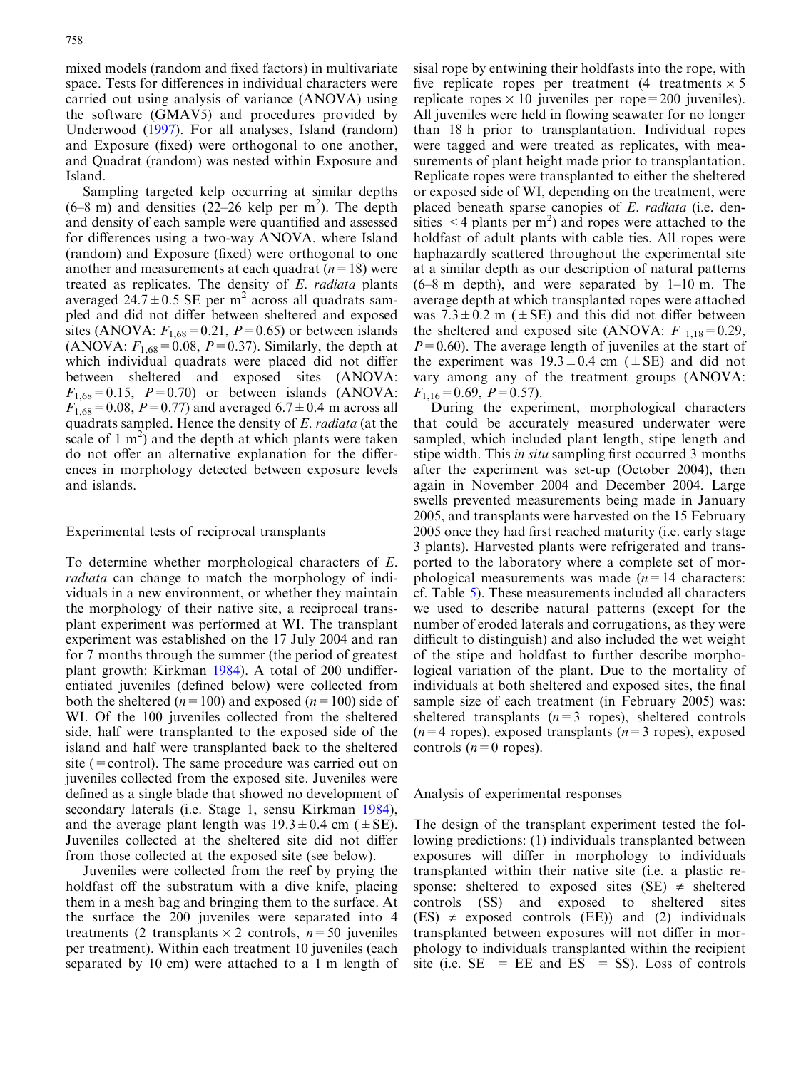mixed models (random and fixed factors) in multivariate space. Tests for differences in individual characters were carried out using analysis of variance (ANOVA) using the software (GMAV5) and procedures provided by Underwood (1997). For all analyses, Island (random) and Exposure (fixed) were orthogonal to one another, and Quadrat (random) was nested within Exposure and Island.

Sampling targeted kelp occurring at similar depths (6–8 m) and densities (22–26 kelp per $m^2$). The depth and density of each sample were quantified and assessed for differences using a two-way ANOVA, where Island (random) and Exposure (fixed) were orthogonal to one another and measurements at each quadrat ($n = 18$) were treated as replicates. The density of *E. radiata* plants averaged $24.7 \pm 0.5$ SE per $m^2$ across all quadrats sampled and did not differ between sheltered and exposed sites (ANOVA: $F_{1,68} = 0.21$, $P = 0.65$) or between islands (ANOVA: $F_{1,68} = 0.08$, $P = 0.37$). Similarly, the depth at which individual quadrats were placed did not differ between sheltered and exposed sites (ANOVA: $F_{1,68} = 0.15$, $P = 0.70$) or between islands (ANOVA: $F_{1,68} = 0.08$, $P = 0.77$) and averaged $6.7 \pm 0.4$ m across all quadrats sampled. Hence the density of *E. radiata* (at the scale of 1 $m^2$) and the depth at which plants were taken do not offer an alternative explanation for the differences in morphology detected between exposure levels and islands.

## Experimental tests of reciprocal transplants

To determine whether morphological characters of *E. radiata* can change to match the morphology of individuals in a new environment, or whether they maintain the morphology of their native site, a reciprocal transplant experiment was performed at WI. The transplant experiment was established on the 17 July 2004 and ran for 7 months through the summer (the period of greatest plant growth: Kirkman 1984). A total of 200 undifferentiated juveniles (defined below) were collected from both the sheltered ($n = 100$) and exposed ($n = 100$) side of WI. Of the 100 juveniles collected from the sheltered side, half were transplanted to the exposed side of the island and half were transplanted back to the sheltered site (= control). The same procedure was carried out on juveniles collected from the exposed site. Juveniles were defined as a single blade that showed no development of secondary laterals (i.e. Stage 1, sensu Kirkman 1984), and the average plant length was $19.3 \pm 0.4$ cm ($\pm$SE). Juveniles collected at the sheltered site did not differ from those collected at the exposed site (see below).

Juveniles were collected from the reef by prying the holdfast off the substratum with a dive knife, placing them in a mesh bag and bringing them to the surface. At the surface the 200 juveniles were separated into 4 treatments (2 transplants $\times$ 2 controls, $n = 50$ juveniles per treatment). Within each treatment 10 juveniles (each separated by 10 cm) were attached to a 1 m length of sisal rope by entwining their holdfasts into the rope, with five replicate ropes per treatment (4 treatments $\times$ 5 replicate ropes $\times$ 10 juveniles per rope = 200 juveniles). All juveniles were held in flowing seawater for no longer than 18 h prior to transplantation. Individual ropes were tagged and were treated as replicates, with measurements of plant height made prior to transplantation. Replicate ropes were transplanted to either the sheltered or exposed side of WI, depending on the treatment, were placed beneath sparse canopies of *E. radiata* (i.e. densities $< 4$ plants per $m^2$) and ropes were attached to the holdfast of adult plants with cable ties. All ropes were haphazardly scattered throughout the experimental site at a similar depth as our description of natural patterns (6–8 m depth), and were separated by 1–10 m. The average depth at which transplanted ropes were attached was $7.3 \pm 0.2$ m ($\pm$SE) and this did not differ between the sheltered and exposed site (ANOVA: $F_{1,18} = 0.29$, $P = 0.60$). The average length of juveniles at the start of the experiment was $19.3 \pm 0.4$ cm ($\pm$SE) and did not vary among any of the treatment groups (ANOVA: $F_{1,16} = 0.69$, $P = 0.57$).

During the experiment, morphological characters that could be accurately measured underwater were sampled, which included plant length, stipe length and stipe width. This *in situ* sampling first occurred 3 months after the experiment was set-up (October 2004), then again in November 2004 and December 2004. Large swells prevented measurements being made in January 2005, and transplants were harvested on the 15 February 2005 once they had first reached maturity (i.e. early stage 3 plants). Harvested plants were refrigerated and transported to the laboratory where a complete set of morphological measurements was made ($n = 14$ characters: cf. Table 5). These measurements included all characters we used to describe natural patterns (except for the number of eroded laterals and corrugations, as they were difficult to distinguish) and also included the wet weight of the stipe and holdfast to further describe morphological variation of the plant. Due to the mortality of individuals at both sheltered and exposed sites, the final sample size of each treatment (in February 2005) was: sheltered transplants ($n = 3$ ropes), sheltered controls ($n = 4$ ropes), exposed transplants ($n = 3$ ropes), exposed controls ($n = 0$ ropes).

## Analysis of experimental responses

The design of the transplant experiment tested the following predictions: (1) individuals transplanted between exposures will differ in morphology to individuals transplanted within their native site (i.e. a plastic response: sheltered to exposed sites (SE) $\neq$ sheltered controls (SS) and exposed to sheltered sites (ES) $\neq$ exposed controls (EE)) and (2) individuals transplanted between exposures will not differ in morphology to individuals transplanted within the recipient site (i.e. SE = EE and ES = SS). Loss of controls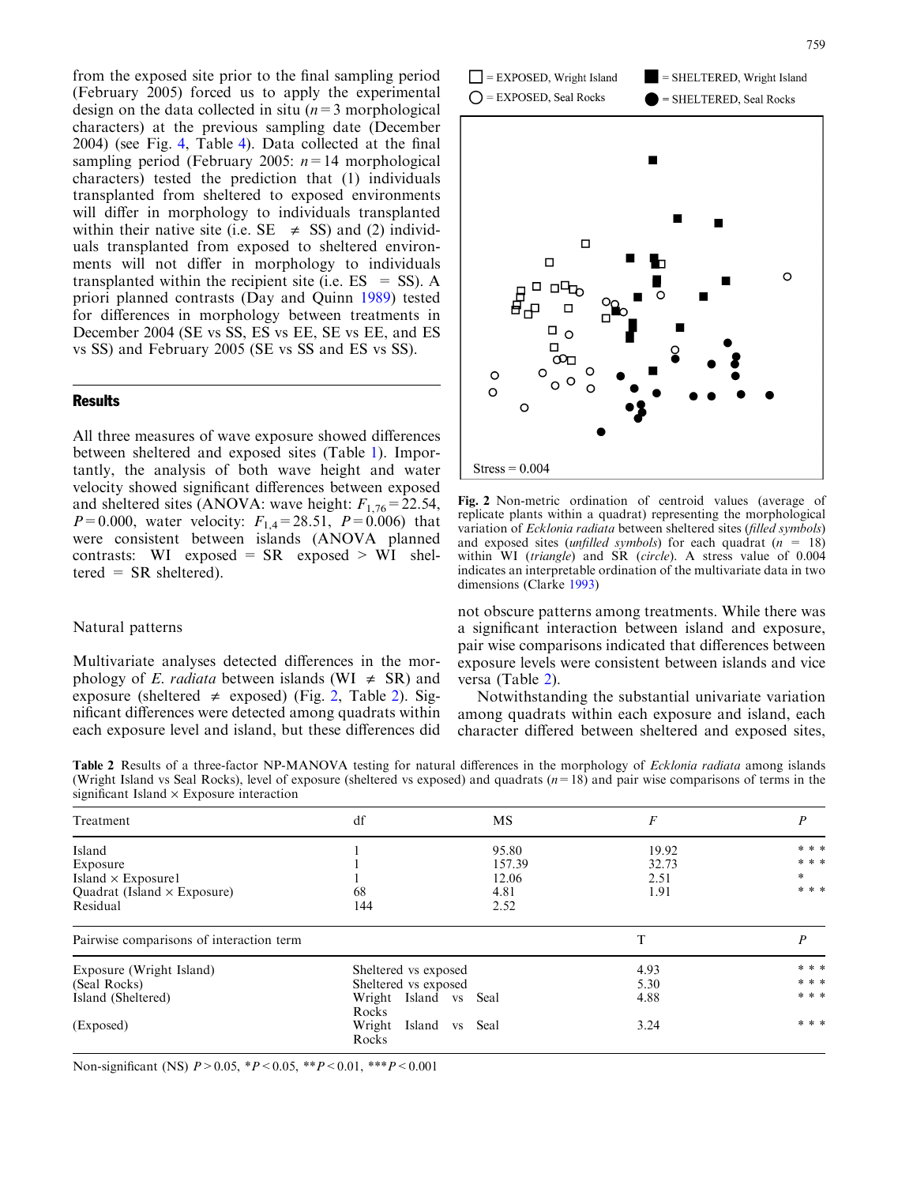from the exposed site prior to the final sampling period (February 2005) forced us to apply the experimental design on the data collected in situ ($n = 3$ morphological characters) at the previous sampling date (December 2004) (see Fig. 4, Table 4). Data collected at the final sampling period (February 2005: $n = 14$ morphological characters) tested the prediction that (1) individuals transplanted from sheltered to exposed environments will differ in morphology to individuals transplanted within their native site (i.e. SE $\neq$ SS) and (2) individuals transplanted from exposed to sheltered environments will not differ in morphology to individuals transplanted within the recipient site (i.e. ES = SS). A priori planned contrasts (Day and Quinn 1989) tested for differences in morphology between treatments in December 2004 (SE vs SS, ES vs EE, SE vs EE, and ES vs SS) and February 2005 (SE vs SS and ES vs SS).

## Results

All three measures of wave exposure showed differences between sheltered and exposed sites (Table 1). Importantly, the analysis of both wave height and water velocity showed significant differences between exposed and sheltered sites (ANOVA: wave height: $F_{1,76} = 22.54$, $P = 0.000$, water velocity: $F_{1,4} = 28.51$, $P = 0.006$) that were consistent between islands (ANOVA planned contrasts: WI exposed = SR exposed > WI sheltered = SR sheltered).

### Natural patterns

Multivariate analyses detected differences in the morphology of *E. radiata* between islands (WI $\neq$ SR) and exposure (sheltered $\neq$ exposed) (Fig. 2, Table 2). Significant differences were detected among quadrats within each exposure level and island, but these differences did not obscure patterns among treatments. While there was a significant interaction between island and exposure, pair wise comparisons indicated that differences between exposure levels were consistent between islands and vice versa (Table 2).

Notwithstanding the substantial univariate variation among quadrats within each exposure and island, each character differed between sheltered and exposed sites,

□ = EXPOSED, Wright Island ■ = SHELTERED, Wright Island
○ = EXPOSED, Seal Rocks ● = SHELTERED, Seal Rocks

Stress = 0.004

**Fig. 2** Non-metric ordination of centroid values (average of replicate plants within a quadrat) representing the morphological variation of *Ecklonia radiata* between sheltered sites (*filled symbols*) and exposed sites (*unfilled symbols*) for each quadrat ($n = 18$) within WI (*triangle*) and SR (*circle*). A stress value of 0.004 indicates an interpretable ordination of the multivariate data in two dimensions (Clarke 1993)

**Table 2** Results of a three-factor NP-MANOVA testing for natural differences in the morphology of *Ecklonia radiata* among islands (Wright Island vs Seal Rocks), level of exposure (sheltered vs exposed) and quadrats ($n = 18$) and pair wise comparisons of terms in the significant Island × Exposure interaction

| Treatment | df | MS | *F* | *P* |
|---|---|---|---|---|
| Island | 1 | 95.80 | 19.92 | * * * |
| Exposure | 1 | 157.39 | 32.73 | * * * |
| Island × Exposure1 | 1 | 12.06 | 2.51 | * |
| Quadrat (Island × Exposure) | 68 | 4.81 | 1.91 | * * * |
| Residual | 144 | 2.52 | | |
| **Pairwise comparisons of interaction term** | | | **T** | ***P*** |
| Exposure (Wright Island) | Sheltered vs exposed | | 4.93 | * * * |
| (Seal Rocks) | Sheltered vs exposed | | 5.30 | * * * |
| Island (Sheltered) | Wright Island vs Seal Rocks | | 4.88 | * * * |
| (Exposed) | Wright Island vs Seal Rocks | | 3.24 | * * * |

Non-significant (NS) $P > 0.05$, *$P < 0.05$, **$P < 0.01$, ***$P < 0.001$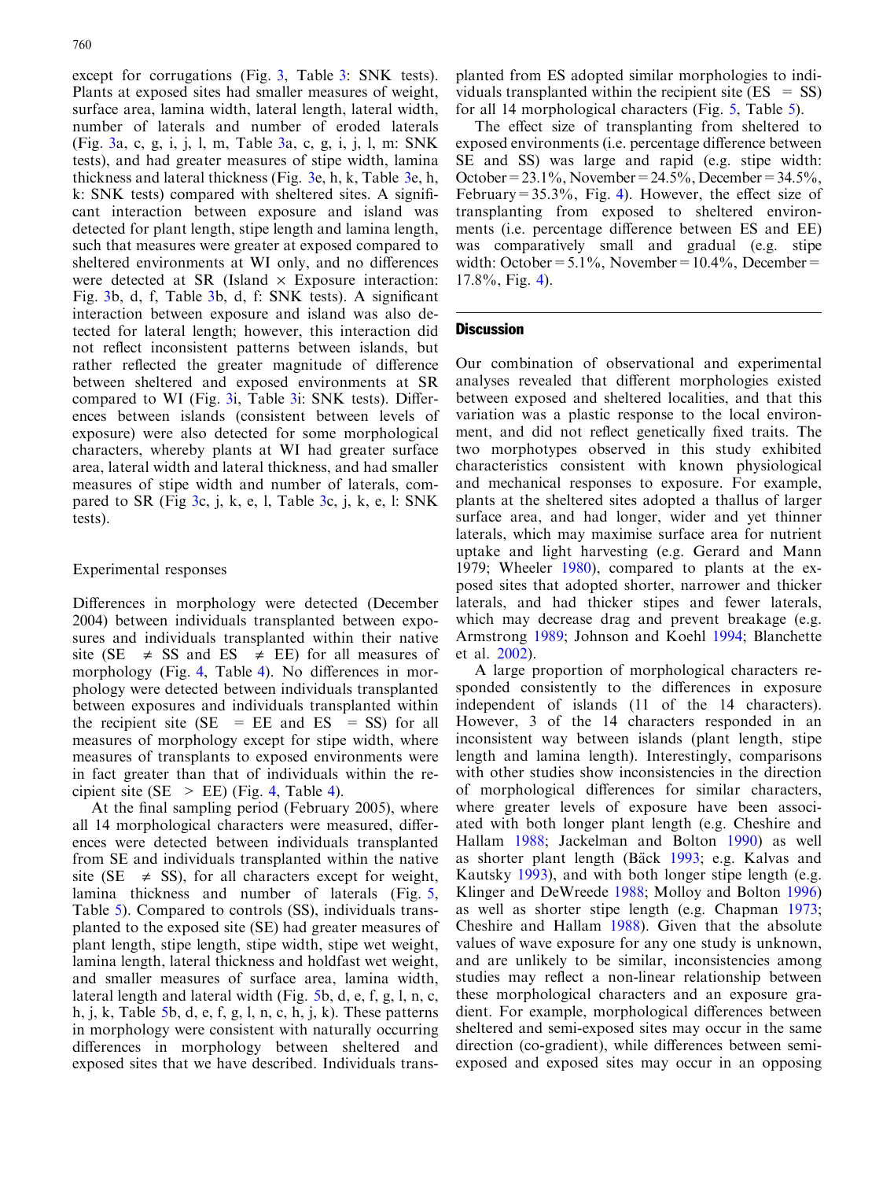except for corrugations (Fig. 3, Table 3: SNK tests). Plants at exposed sites had smaller measures of weight, surface area, lamina width, lateral length, lateral width, number of laterals and number of eroded laterals (Fig. 3a, c, g, i, j, l, m, Table 3a, c, g, i, j, l, m: SNK tests), and had greater measures of stipe width, lamina thickness and lateral thickness (Fig. 3e, h, k, Table 3e, h, k: SNK tests) compared with sheltered sites. A significant interaction between exposure and island was detected for plant length, stipe length and lamina length, such that measures were greater at exposed compared to sheltered environments at WI only, and no differences were detected at SR (Island × Exposure interaction: Fig. 3b, d, f, Table 3b, d, f: SNK tests). A significant interaction between exposure and island was also detected for lateral length; however, this interaction did not reflect inconsistent patterns between islands, but rather reflected the greater magnitude of difference between sheltered and exposed environments at SR compared to WI (Fig. 3i, Table 3i: SNK tests). Differences between islands (consistent between levels of exposure) were also detected for some morphological characters, whereby plants at WI had greater surface area, lateral width and lateral thickness, and had smaller measures of stipe width and number of laterals, compared to SR (Fig 3c, j, k, e, l, Table 3c, j, k, e, l: SNK tests).

## Experimental responses

Differences in morphology were detected (December 2004) between individuals transplanted between exposures and individuals transplanted within their native site (SE ≠ SS and ES ≠ EE) for all measures of morphology (Fig. 4, Table 4). No differences in morphology were detected between individuals transplanted between exposures and individuals transplanted within the recipient site (SE = EE and ES = SS) for all measures of morphology except for stipe width, where measures of transplants to exposed environments were in fact greater than that of individuals within the recipient site (SE > EE) (Fig. 4, Table 4).

At the final sampling period (February 2005), where all 14 morphological characters were measured, differences were detected between individuals transplanted from SE and individuals transplanted within the native site (SE ≠ SS), for all characters except for weight, lamina thickness and number of laterals (Fig. 5, Table 5). Compared to controls (SS), individuals transplanted to the exposed site (SE) had greater measures of plant length, stipe length, stipe width, stipe wet weight, lamina length, lateral thickness and holdfast wet weight, and smaller measures of surface area, lamina width, lateral length and lateral width (Fig. 5b, d, e, f, g, l, n, c, h, j, k, Table 5b, d, e, f, g, l, n, c, h, j, k). These patterns in morphology were consistent with naturally occurring differences in morphology between sheltered and exposed sites that we have described. Individuals transplanted from ES adopted similar morphologies to individuals transplanted within the recipient site (ES = SS) for all 14 morphological characters (Fig. 5, Table 5).

The effect size of transplanting from sheltered to exposed environments (i.e. percentage difference between SE and SS) was large and rapid (e.g. stipe width: October = 23.1%, November = 24.5%, December = 34.5%, February = 35.3%, Fig. 4). However, the effect size of transplanting from exposed to sheltered environments (i.e. percentage difference between ES and EE) was comparatively small and gradual (e.g. stipe width: October = 5.1%, November = 10.4%, December = 17.8%, Fig. 4).

## Discussion

Our combination of observational and experimental analyses revealed that different morphologies existed between exposed and sheltered localities, and that this variation was a plastic response to the local environment, and did not reflect genetically fixed traits. The two morphotypes observed in this study exhibited characteristics consistent with known physiological and mechanical responses to exposure. For example, plants at the sheltered sites adopted a thallus of larger surface area, and had longer, wider and yet thinner laterals, which may maximise surface area for nutrient uptake and light harvesting (e.g. Gerard and Mann 1979; Wheeler 1980), compared to plants at the exposed sites that adopted shorter, narrower and thicker laterals, and had thicker stipes and fewer laterals, which may decrease drag and prevent breakage (e.g. Armstrong 1989; Johnson and Koehl 1994; Blanchette et al. 2002).

A large proportion of morphological characters responded consistently to the differences in exposure independent of islands (11 of the 14 characters). However, 3 of the 14 characters responded in an inconsistent way between islands (plant length, stipe length and lamina length). Interestingly, comparisons with other studies show inconsistencies in the direction of morphological differences for similar characters, where greater levels of exposure have been associated with both longer plant length (e.g. Cheshire and Hallam 1988; Jackelman and Bolton 1990) as well as shorter plant length (Bäck 1993; e.g. Kalvas and Kautsky 1993), and with both longer stipe length (e.g. Klinger and DeWreede 1988; Molloy and Bolton 1996) as well as shorter stipe length (e.g. Chapman 1973; Cheshire and Hallam 1988). Given that the absolute values of wave exposure for any one study is unknown, and are unlikely to be similar, inconsistencies among studies may reflect a non-linear relationship between these morphological characters and an exposure gradient. For example, morphological differences between sheltered and semi-exposed sites may occur in the same direction (co-gradient), while differences between semi-exposed and exposed sites may occur in an opposing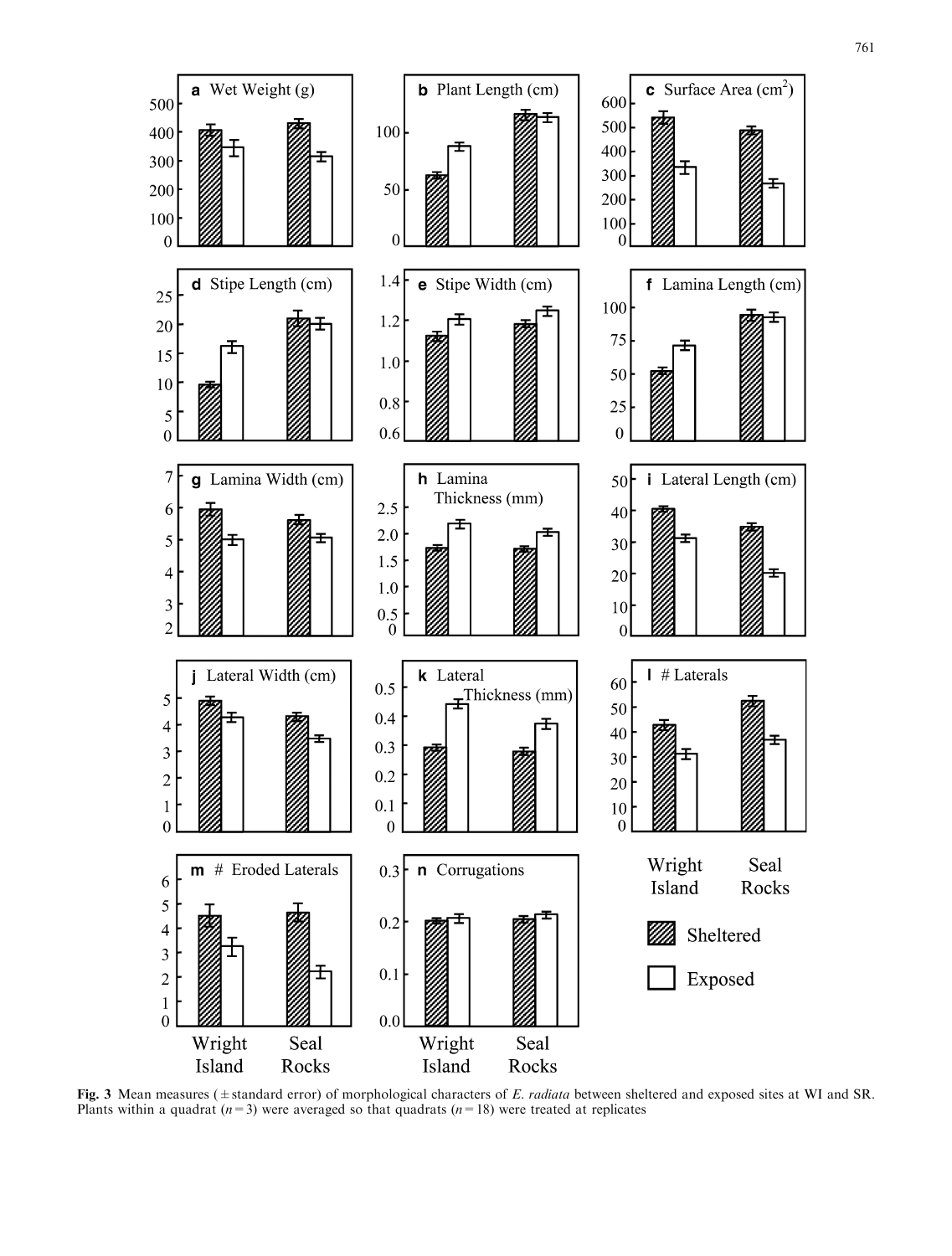**Fig. 3** Mean measures (±standard error) of morphological characters of *E. radiata* between sheltered and exposed sites at WI and SR. Plants within a quadrat ($n = 3$) were averaged so that quadrats ($n = 18$) were treated at replicates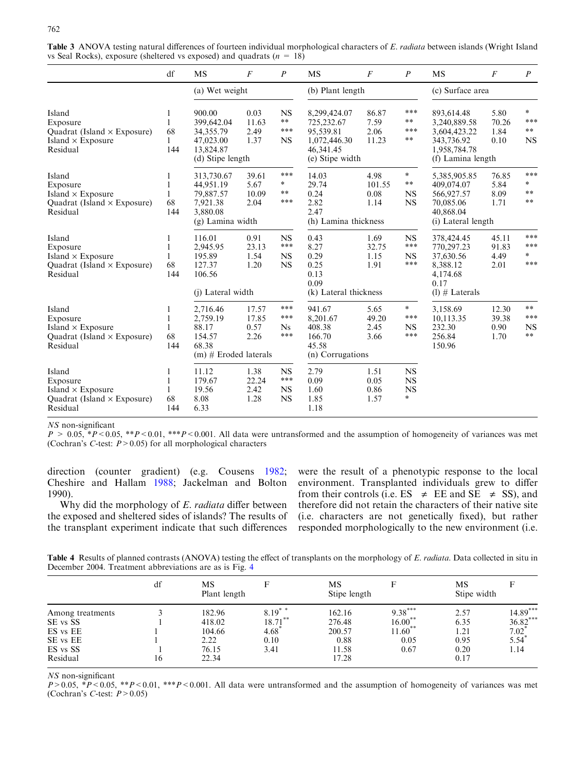**Table 3** ANOVA testing natural differences of fourteen individual morphological characters of *E. radiata* between islands (Wright Island vs Seal Rocks), exposure (sheltered vs exposed) and quadrats ($n = 18$)

| | df | MS | $F$ | $P$ | MS | $F$ | $P$ | MS | $F$ | $P$ |
|---|---|---|---|---|---|---|---|---|---|---|
| | | (a) Wet weight | | | (b) Plant length | | | (c) Surface area | | |
| Island | 1 | 900.00 | 0.03 | NS | 8,299,424.07 | 86.87 | *** | 893,614.48 | 5.80 | * |
| Exposure | 1 | 399,642.04 | 11.63 | ** | 725,232.67 | 7.59 | ** | 3,240,889.58 | 70.26 | *** |
| Quadrat (Island × Exposure) | 68 | 34,355.79 | 2.49 | *** | 95,539.81 | 2.06 | *** | 3,604,423.22 | 1.84 | ** |
| Island × Exposure | 1 | 47,023.00 | 1.37 | NS | 1,072,446.30 | 11.23 | ** | 343,736.92 | 0.10 | NS |
| Residual | 144 | 13,824.87 | | | 46,341.45 | | | 1,958,784.78 | | |
| | | (d) Stipe length | | | (e) Stipe width | | | (f) Lamina length | | |
| Island | 1 | 313,730.67 | 39.61 | *** | 14.03 | 4.98 | * | 5,385,905.85 | 76.85 | *** |
| Exposure | 1 | 44,951.19 | 5.67 | * | 29.74 | 101.55 | ** | 409,074.07 | 5.84 | * |
| Island × Exposure | 1 | 79,887.57 | 10.09 | ** | 0.24 | 0.08 | NS | 566,927.57 | 8.09 | ** |
| Quadrat (Island × Exposure) | 68 | 7,921.38 | 2.04 | *** | 2.82 | 1.14 | NS | 70,085.06 | 1.71 | ** |
| Residual | 144 | 3,880.08 | | | 2.47 | | | 40,868.04 | | |
| | | (g) Lamina width | | | (h) Lamina thickness | | | (i) Lateral length | | |
| Island | 1 | 116.01 | 0.91 | NS | 0.43 | 1.69 | NS | 378,424.45 | 45.11 | *** |
| Exposure | 1 | 2,945.95 | 23.13 | *** | 8.27 | 32.75 | *** | 770,297.23 | 91.83 | *** |
| Island × Exposure | 1 | 195.89 | 1.54 | NS | 0.29 | 1.15 | NS | 37,630.56 | 4.49 | * |
| Quadrat (Island × Exposure) | 68 | 127.37 | 1.20 | NS | 0.25 | 1.91 | *** | 8,388.12 | 2.01 | *** |
| Residual | 144 | 106.56 | | | 0.13 | | | 4,174.68 | | |
| | | | | | 0.09 | | | 0.17 | | |
| | | (j) Lateral width | | | (k) Lateral thickness | | | (l) # Laterals | | |
| Island | 1 | 2,716.46 | 17.57 | *** | 941.67 | 5.65 | * | 3,158.69 | 12.30 | ** |
| Exposure | 1 | 2,759.19 | 17.85 | *** | 8,201.67 | 49.20 | *** | 10,113.35 | 39.38 | *** |
| Island × Exposure | 1 | 88.17 | 0.57 | Ns | 408.38 | 2.45 | NS | 232.30 | 0.90 | NS |
| Quadrat (Island × Exposure) | 68 | 154.57 | 2.26 | *** | 166.70 | 3.66 | *** | 256.84 | 1.70 | ** |
| Residual | 144 | 68.38 | | | 45.58 | | | 150.96 | | |
| | | (m) # Eroded laterals | | | (n) Corrugations | | | | | |
| Island | 1 | 11.12 | 1.38 | NS | 2.79 | 1.51 | NS | | | |
| Exposure | 1 | 179.67 | 22.24 | *** | 0.09 | 0.05 | NS | | | |
| Island × Exposure | 1 | 19.56 | 2.42 | NS | 1.60 | 0.86 | NS | | | |
| Quadrat (Island × Exposure) | 68 | 8.08 | 1.28 | NS | 1.85 | 1.57 | * | | | |
| Residual | 144 | 6.33 | | | 1.18 | | | | | |

*NS* non-significant

$P > 0.05$, *$P < 0.05$, **$P < 0.01$, ***$P < 0.001$. All data were untransformed and the assumption of homogeneity of variances was met (Cochran's $C$-test: $P > 0.05$) for all morphological characters

direction (counter gradient) (e.g. Cousens 1982; Cheshire and Hallam 1988; Jackelman and Bolton 1990).

Why did the morphology of *E. radiata* differ between the exposed and sheltered sides of islands? The results of the transplant experiment indicate that such differences were the result of a phenotypic response to the local environment. Transplanted individuals grew to differ from their controls (i.e. ES $\neq$ EE and SE $\neq$ SS), and therefore did not retain the characters of their native site (i.e. characters are not genetically fixed), but rather responded morphologically to the new environment (i.e.

**Table 4** Results of planned contrasts (ANOVA) testing the effect of transplants on the morphology of *E. radiata*. Data collected in situ in December 2004. Treatment abbreviations are as is Fig. 4

| | df | MS Plant length | F | MS Stipe length | F | MS Stipe width | F |
|---|---|---|---|---|---|---|---|
| Among treatments | 3 | 182.96 | 8.19** | 162.16 | 9.38*** | 2.57 | 14.89*** |
| SE vs SS | 1 | 418.02 | 18.71** | 276.48 | 16.00** | 6.35 | 36.82*** |
| ES vs EE | 1 | 104.66 | 4.68* | 200.57 | 11.60** | 1.21 | 7.02* |
| SE vs EE | 1 | 2.22 | 0.10 | 0.88 | 0.05 | 0.95 | 5.54* |
| ES vs SS | 1 | 76.15 | 3.41 | 11.58 | 0.67 | 0.20 | 1.14 |
| Residual | 16 | 22.34 | | 17.28 | | 0.17 | |

*NS* non-significant

$P > 0.05$, *$P < 0.05$, **$P < 0.01$, ***$P < 0.001$. All data were untransformed and the assumption of homogeneity of variances was met (Cochran's $C$-test: $P > 0.05$)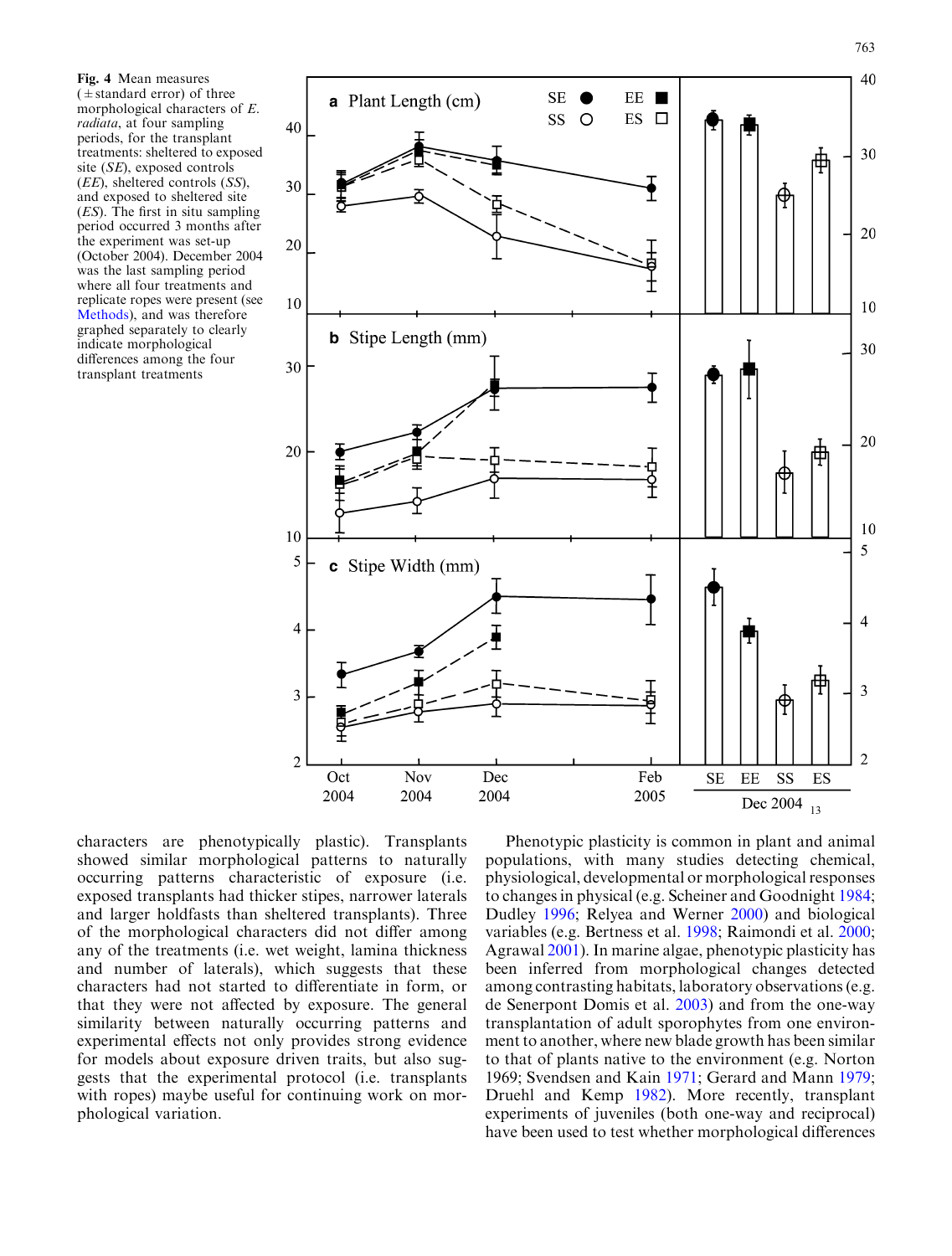**Fig. 4** Mean measures (±standard error) of three morphological characters of *E. radiata*, at four sampling periods, for the transplant treatments: sheltered to exposed site (*SE*), exposed controls (*EE*), sheltered controls (*SS*), and exposed to sheltered site (*ES*). The first in situ sampling period occurred 3 months after the experiment was set-up (October 2004). December 2004 was the last sampling period where all four treatments and replicate ropes were present (see Methods), and was therefore graphed separately to clearly indicate morphological differences among the four transplant treatments

characters are phenotypically plastic). Transplants showed similar morphological patterns to naturally occurring patterns characteristic of exposure (i.e. exposed transplants had thicker stipes, narrower laterals and larger holdfasts than sheltered transplants). Three of the morphological characters did not differ among any of the treatments (i.e. wet weight, lamina thickness and number of laterals), which suggests that these characters had not started to differentiate in form, or that they were not affected by exposure. The general similarity between naturally occurring patterns and experimental effects not only provides strong evidence for models about exposure driven traits, but also suggests that the experimental protocol (i.e. transplants with ropes) maybe useful for continuing work on morphological variation.

Phenotypic plasticity is common in plant and animal populations, with many studies detecting chemical, physiological, developmental or morphological responses to changes in physical (e.g. Scheiner and Goodnight 1984; Dudley 1996; Relyea and Werner 2000) and biological variables (e.g. Bertness et al. 1998; Raimondi et al. 2000; Agrawal 2001). In marine algae, phenotypic plasticity has been inferred from morphological changes detected among contrasting habitats, laboratory observations (e.g. de Senerpont Domis et al. 2003) and from the one-way transplantation of adult sporophytes from one environment to another, where new blade growth has been similar to that of plants native to the environment (e.g. Norton 1969; Svendsen and Kain 1971; Gerard and Mann 1979; Druehl and Kemp 1982). More recently, transplant experiments of juveniles (both one-way and reciprocal) have been used to test whether morphological differences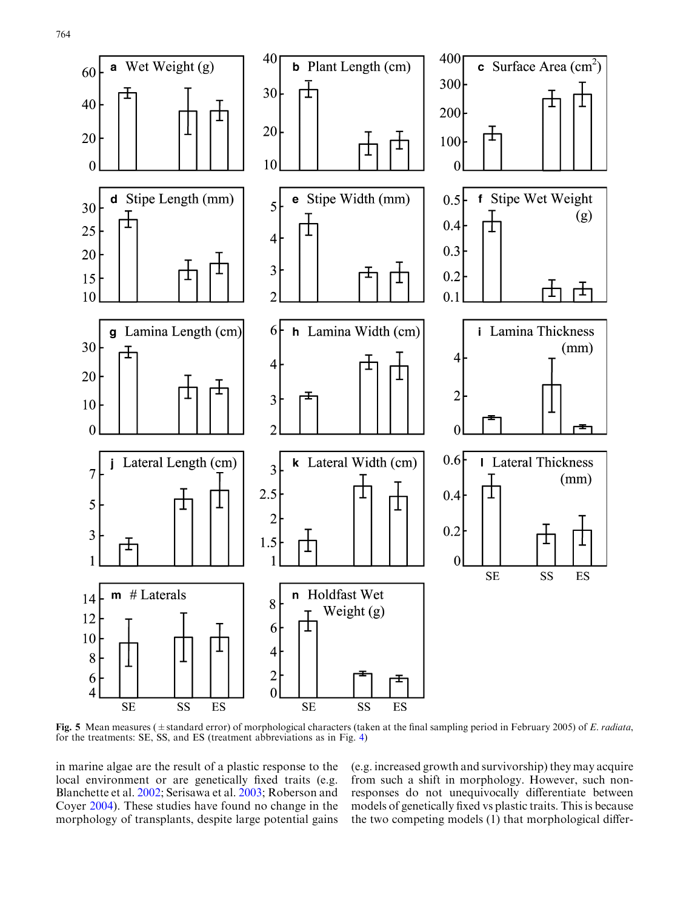**Fig. 5** Mean measures (± standard error) of morphological characters (taken at the final sampling period in February 2005) of *E. radiata*, for the treatments: SE, SS, and ES (treatment abbreviations as in Fig. 4)

in marine algae are the result of a plastic response to the local environment or are genetically fixed traits (e.g. Blanchette et al. 2002; Serisawa et al. 2003; Roberson and Coyer 2004). These studies have found no change in the morphology of transplants, despite large potential gains (e.g. increased growth and survivorship) they may acquire from such a shift in morphology. However, such non-responses do not unequivocally differentiate between models of genetically fixed vs plastic traits. This is because the two competing models (1) that morphological differ-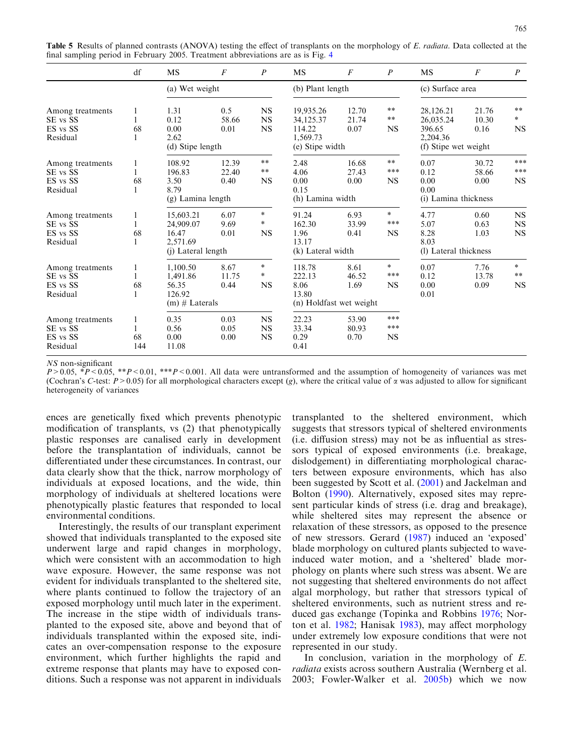**Table 5** Results of planned contrasts (ANOVA) testing the effect of transplants on the morphology of *E. radiata*. Data collected at the final sampling period in February 2005. Treatment abbreviations are as is Fig. 4

| | df | MS | *F* | *P* | MS | *F* | *P* | MS | *F* | *P* |
|---|---|---|---|---|---|---|---|---|---|---|
| | | (a) Wet weight | | | (b) Plant length | | | (c) Surface area | | |
| Among treatments | 1 | 1.31 | 0.5 | NS | 19,935.26 | 12.70 | ** | 28,126.21 | 21.76 | ** |
| SE vs SS | 1 | 0.12 | 58.66 | NS | 34,125.37 | 21.74 | ** | 26,035.24 | 10.30 | * |
| ES vs SS | 68 | 0.00 | 0.01 | NS | 114.22 | 0.07 | NS | 396.65 | 0.16 | NS |
| Residual | 1 | 2.62 | | | 1,569.73 | | | 2,204.36 | | |
| | | (d) Stipe length | | | (e) Stipe width | | | (f) Stipe wet weight | | |
| Among treatments | 1 | 108.92 | 12.39 | ** | 2.48 | 16.68 | ** | 0.07 | 30.72 | *** |
| SE vs SS | 1 | 196.83 | 22.40 | ** | 4.06 | 27.43 | *** | 0.12 | 58.66 | *** |
| ES vs SS | 68 | 3.50 | 0.40 | NS | 0.00 | 0.00 | NS | 0.00 | 0.00 | NS |
| Residual | 1 | 8.79 | | | 0.15 | | | 0.00 | | |
| | | (g) Lamina length | | | (h) Lamina width | | | (i) Lamina thickness | | |
| Among treatments | 1 | 15,603.21 | 6.07 | * | 91.24 | 6.93 | * | 4.77 | 0.60 | NS |
| SE vs SS | 1 | 24,909.07 | 9.69 | * | 162.30 | 33.99 | *** | 5.07 | 0.63 | NS |
| ES vs SS | 68 | 16.47 | 0.01 | NS | 1.96 | 0.41 | NS | 8.28 | 1.03 | NS |
| Residual | 1 | 2,571.69 | | | 13.17 | | | 8.03 | | |
| | | (j) Lateral length | | | (k) Lateral width | | | (l) Lateral thickness | | |
| Among treatments | 1 | 1,100.50 | 8.67 | * | 118.78 | 8.61 | * | 0.07 | 7.76 | * |
| SE vs SS | 1 | 1,491.86 | 11.75 | * | 222.13 | 46.52 | *** | 0.12 | 13.78 | ** |
| ES vs SS | 68 | 56.35 | 0.44 | NS | 8.06 | 1.69 | NS | 0.00 | 0.09 | NS |
| Residual | 1 | 126.92 | | | 13.80 | | | 0.01 | | |
| | | (m) # Laterals | | | (n) Holdfast wet weight | | | | | |
| Among treatments | 1 | 0.35 | 0.03 | NS | 22.23 | 53.90 | *** | | | |
| SE vs SS | 1 | 0.56 | 0.05 | NS | 33.34 | 80.93 | *** | | | |
| ES vs SS | 68 | 0.00 | 0.00 | NS | 0.29 | 0.70 | NS | | | |
| Residual | 144 | 11.08 | | | 0.41 | | | | | |

*NS* non-significant

$P > 0.05$, $^*P < 0.05$, $^{**}P < 0.01$, $^{***}P < 0.001$. All data were untransformed and the assumption of homogeneity of variances was met (Cochran's *C*-test: $P > 0.05$) for all morphological characters except (*g*), where the critical value of $\alpha$ was adjusted to allow for significant heterogeneity of variances

ences are genetically fixed which prevents phenotypic modification of transplants, vs (2) that phenotypically plastic responses are canalised early in development before the transplantation of individuals, cannot be differentiated under these circumstances. In contrast, our data clearly show that the thick, narrow morphology of individuals at exposed locations, and the wide, thin morphology of individuals at sheltered locations were phenotypically plastic features that responded to local environmental conditions.

Interestingly, the results of our transplant experiment showed that individuals transplanted to the exposed site underwent large and rapid changes in morphology, which were consistent with an accommodation to high wave exposure. However, the same response was not evident for individuals transplanted to the sheltered site, where plants continued to follow the trajectory of an exposed morphology until much later in the experiment. The increase in the stipe width of individuals transplanted to the exposed site, above and beyond that of individuals transplanted within the exposed site, indicates an over-compensation response to the exposure environment, which further highlights the rapid and extreme response that plants may have to exposed conditions. Such a response was not apparent in individuals transplanted to the sheltered environment, which suggests that stressors typical of sheltered environments (i.e. diffusion stress) may not be as influential as stressors typical of exposed environments (i.e. breakage, dislodgement) in differentiating morphological characters between exposure environments, which has also been suggested by Scott et al. (2001) and Jackelman and Bolton (1990). Alternatively, exposed sites may represent particular kinds of stress (i.e. drag and breakage), while sheltered sites may represent the absence or relaxation of these stressors, as opposed to the presence of new stressors. Gerard (1987) induced an 'exposed' blade morphology on cultured plants subjected to wave-induced water motion, and a 'sheltered' blade morphology on plants where such stress was absent. We are not suggesting that sheltered environments do not affect algal morphology, but rather that stressors typical of sheltered environments, such as nutrient stress and reduced gas exchange (Topinka and Robbins 1976; Norton et al. 1982; Hanisak 1983), may affect morphology under extremely low exposure conditions that were not represented in our study.

In conclusion, variation in the morphology of *E. radiata* exists across southern Australia (Wernberg et al. 2003; Fowler-Walker et al. 2005b) which we now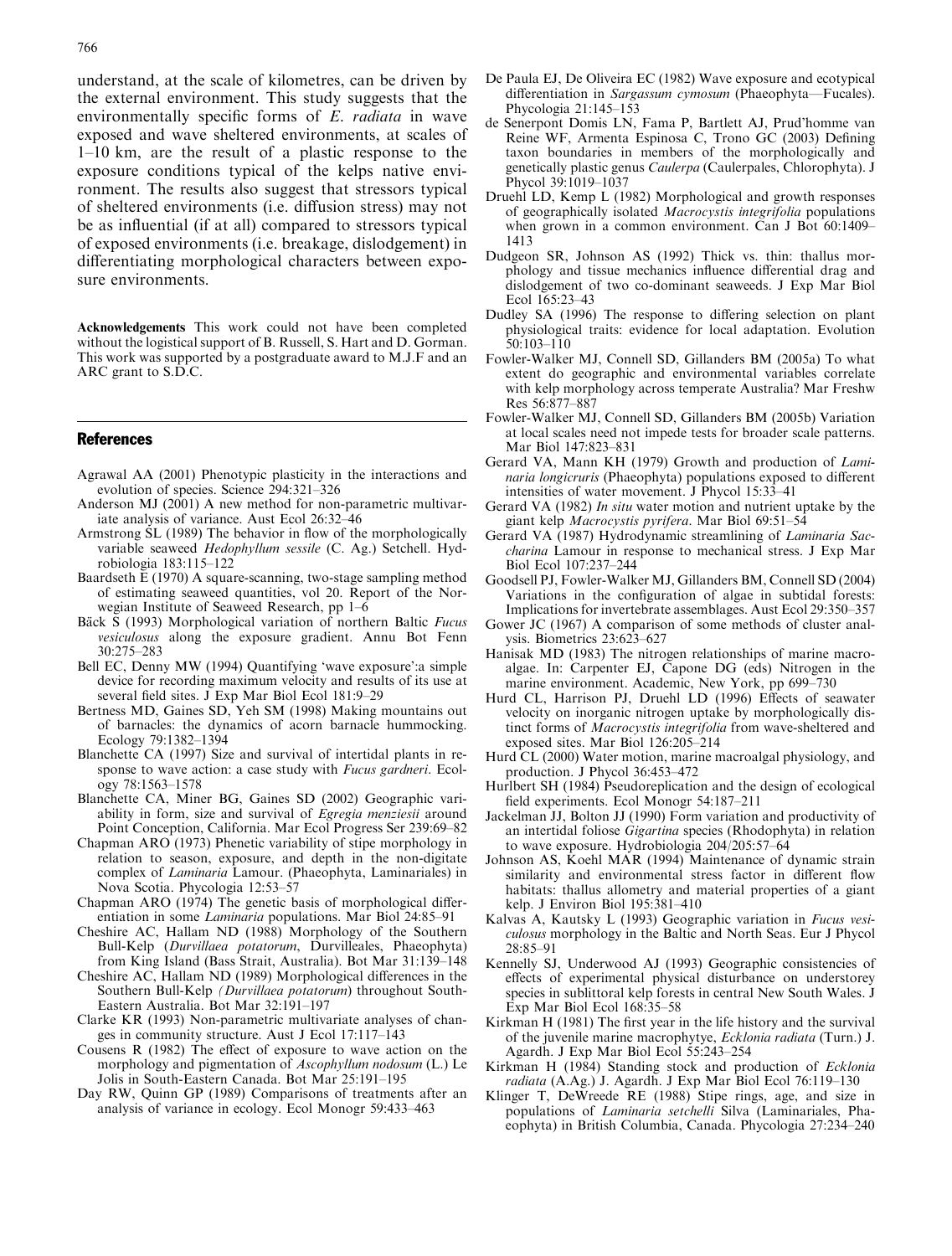understand, at the scale of kilometres, can be driven by the external environment. This study suggests that the environmentally specific forms of *E. radiata* in wave exposed and wave sheltered environments, at scales of 1–10 km, are the result of a plastic response to the exposure conditions typical of the kelps native environment. The results also suggest that stressors typical of sheltered environments (i.e. diffusion stress) may not be as influential (if at all) compared to stressors typical of exposed environments (i.e. breakage, dislodgement) in differentiating morphological characters between exposure environments.

**Acknowledgements** This work could not have been completed without the logistical support of B. Russell, S. Hart and D. Gorman. This work was supported by a postgraduate award to M.J.F and an ARC grant to S.D.C.

## References

Agrawal AA (2001) Phenotypic plasticity in the interactions and evolution of species. Science 294:321–326

Anderson MJ (2001) A new method for non-parametric multivariate analysis of variance. Aust Ecol 26:32–46

Armstrong SL (1989) The behavior in flow of the morphologically variable seaweed *Hedophyllum sessile* (C. Ag.) Setchell. Hydrobiologia 183:115–122

Baardseth E (1970) A square-scanning, two-stage sampling method of estimating seaweed quantities, vol 20. Report of the Norwegian Institute of Seaweed Research, pp 1–6

Bäck S (1993) Morphological variation of northern Baltic *Fucus vesiculosus* along the exposure gradient. Annu Bot Fenn 30:275–283

Bell EC, Denny MW (1994) Quantifying 'wave exposure':a simple device for recording maximum velocity and results of its use at several field sites. J Exp Mar Biol Ecol 181:9–29

Bertness MD, Gaines SD, Yeh SM (1998) Making mountains out of barnacles: the dynamics of acorn barnacle hummocking. Ecology 79:1382–1394

Blanchette CA (1997) Size and survival of intertidal plants in response to wave action: a case study with *Fucus gardneri*. Ecology 78:1563–1578

Blanchette CA, Miner BG, Gaines SD (2002) Geographic variability in form, size and survival of *Egregia menziesii* around Point Conception, California. Mar Ecol Progress Ser 239:69–82

Chapman ARO (1973) Phenetic variability of stipe morphology in relation to season, exposure, and depth in the non-digitate complex of *Laminaria* Lamour. (Phaeophyta, Laminariales) in Nova Scotia. Phycologia 12:53–57

Chapman ARO (1974) The genetic basis of morphological differentiation in some *Laminaria* populations. Mar Biol 24:85–91

Cheshire AC, Hallam ND (1988) Morphology of the Southern Bull-Kelp (*Durvillaea potatorum*, Durvilleales, Phaeophyta) from King Island (Bass Strait, Australia). Bot Mar 31:139–148

Cheshire AC, Hallam ND (1989) Morphological differences in the Southern Bull-Kelp (*Durvillaea potatorum*) throughout South-Eastern Australia. Bot Mar 32:191–197

Clarke KR (1993) Non-parametric multivariate analyses of changes in community structure. Aust J Ecol 17:117–143

Cousens R (1982) The effect of exposure to wave action on the morphology and pigmentation of *Ascophyllum nodosum* (L.) Le Jolis in South-Eastern Canada. Bot Mar 25:191–195

Day RW, Quinn GP (1989) Comparisons of treatments after an analysis of variance in ecology. Ecol Monogr 59:433–463

De Paula EJ, De Oliveira EC (1982) Wave exposure and ecotypical differentiation in *Sargassum cymosum* (Phaeophyta—Fucales). Phycologia 21:145–153

de Senerpont Domis LN, Fama P, Bartlett AJ, Prud'homme van Reine WF, Armenta Espinosa C, Trono GC (2003) Defining taxon boundaries in members of the morphologically and genetically plastic genus *Caulerpa* (Caulerpales, Chlorophyta). J Phycol 39:1019–1037

Druehl LD, Kemp L (1982) Morphological and growth responses of geographically isolated *Macrocystis integrifolia* populations when grown in a common environment. Can J Bot 60:1409–1413

Dudgeon SR, Johnson AS (1992) Thick vs. thin: thallus morphology and tissue mechanics influence differential drag and dislodgement of two co-dominant seaweeds. J Exp Mar Biol Ecol 165:23–43

Dudley SA (1996) The response to differing selection on plant physiological traits: evidence for local adaptation. Evolution 50:103–110

Fowler-Walker MJ, Connell SD, Gillanders BM (2005a) To what extent do geographic and environmental variables correlate with kelp morphology across temperate Australia? Mar Freshw Res 56:877–887

Fowler-Walker MJ, Connell SD, Gillanders BM (2005b) Variation at local scales need not impede tests for broader scale patterns. Mar Biol 147:823–831

Gerard VA, Mann KH (1979) Growth and production of *Laminaria longicruris* (Phaeophyta) populations exposed to different intensities of water movement. J Phycol 15:33–41

Gerard VA (1982) *In situ* water motion and nutrient uptake by the giant kelp *Macrocystis pyrifera*. Mar Biol 69:51–54

Gerard VA (1987) Hydrodynamic streamlining of *Laminaria Saccharina* Lamour in response to mechanical stress. J Exp Mar Biol Ecol 107:237–244

Goodsell PJ, Fowler-Walker MJ, Gillanders BM, Connell SD (2004) Variations in the configuration of algae in subtidal forests: Implications for invertebrate assemblages. Aust Ecol 29:350–357

Gower JC (1967) A comparison of some methods of cluster analysis. Biometrics 23:623–627

Hanisak MD (1983) The nitrogen relationships of marine macroalgae. In: Carpenter EJ, Capone DG (eds) Nitrogen in the marine environment. Academic, New York, pp 699–730

Hurd CL, Harrison PJ, Druehl LD (1996) Effects of seawater velocity on inorganic nitrogen uptake by morphologically distinct forms of *Macrocystis integrifolia* from wave-sheltered and exposed sites. Mar Biol 126:205–214

Hurd CL (2000) Water motion, marine macroalgal physiology, and production. J Phycol 36:453–472

Hurlbert SH (1984) Pseudoreplication and the design of ecological field experiments. Ecol Monogr 54:187–211

Jackelman JJ, Bolton JJ (1990) Form variation and productivity of an intertidal foliose *Gigartina* species (Rhodophyta) in relation to wave exposure. Hydrobiologia 204/205:57–64

Johnson AS, Koehl MAR (1994) Maintenance of dynamic strain similarity and environmental stress factor in different flow habitats: thallus allometry and material properties of a giant kelp. J Environ Biol 195:381–410

Kalvas A, Kautsky L (1993) Geographic variation in *Fucus vesiculosus* morphology in the Baltic and North Seas. Eur J Phycol 28:85–91

Kennelly SJ, Underwood AJ (1993) Geographic consistencies of effects of experimental physical disturbance on understorey species in sublittoral kelp forests in central New South Wales. J Exp Mar Biol Ecol 168:35–58

Kirkman H (1981) The first year in the life history and the survival of the juvenile marine macrophytye, *Ecklonia radiata* (Turn.) J. Agardh. J Exp Mar Biol Ecol 55:243–254

Kirkman H (1984) Standing stock and production of *Ecklonia radiata* (A.Ag.) J. Agardh. J Exp Mar Biol Ecol 76:119–130

Klinger T, DeWreede RE (1988) Stipe rings, age, and size in populations of *Laminaria setchelli* Silva (Laminariales, Phaeophyta) in British Columbia, Canada. Phycologia 27:234–240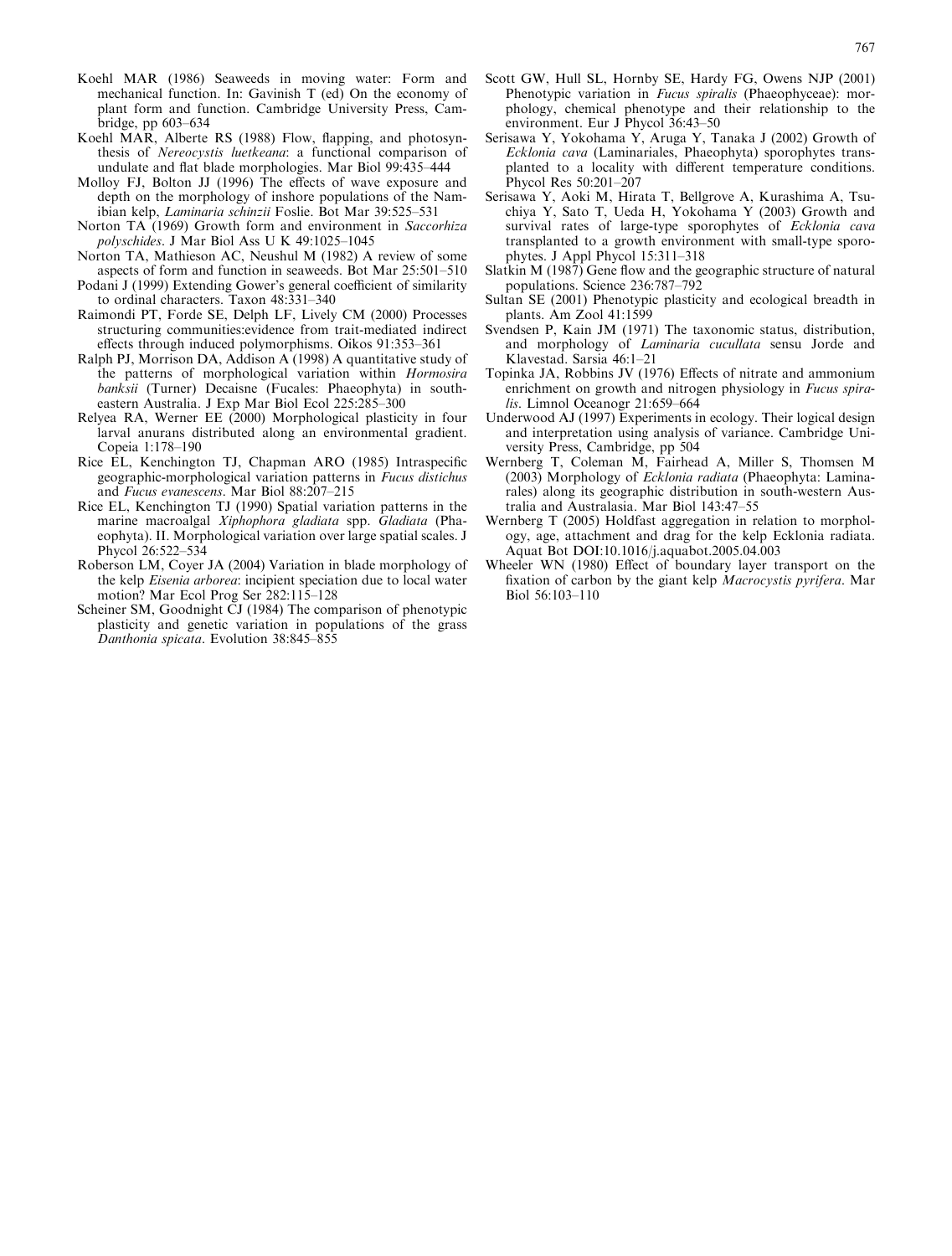Koehl MAR (1986) Seaweeds in moving water: Form and mechanical function. In: Gavinish T (ed) On the economy of plant form and function. Cambridge University Press, Cambridge, pp 603–634

Koehl MAR, Alberte RS (1988) Flow, flapping, and photosynthesis of *Nereocystis luetkeana*: a functional comparison of undulate and flat blade morphologies. Mar Biol 99:435–444

Molloy FJ, Bolton JJ (1996) The effects of wave exposure and depth on the morphology of inshore populations of the Namibian kelp, *Laminaria schinzii* Foslie. Bot Mar 39:525–531

Norton TA (1969) Growth form and environment in *Saccorhiza polyschides*. J Mar Biol Ass U K 49:1025–1045

Norton TA, Mathieson AC, Neushul M (1982) A review of some aspects of form and function in seaweeds. Bot Mar 25:501–510

Podani J (1999) Extending Gower's general coefficient of similarity to ordinal characters. Taxon 48:331–340

Raimondi PT, Forde SE, Delph LF, Lively CM (2000) Processes structuring communities:evidence from trait-mediated indirect effects through induced polymorphisms. Oikos 91:353–361

Ralph PJ, Morrison DA, Addison A (1998) A quantitative study of the patterns of morphological variation within *Hormosira banksii* (Turner) Decaisne (Fucales: Phaeophyta) in south-eastern Australia. J Exp Mar Biol Ecol 225:285–300

Relyea RA, Werner EE (2000) Morphological plasticity in four larval anurans distributed along an environmental gradient. Copeia 1:178–190

Rice EL, Kenchington TJ, Chapman ARO (1985) Intraspecific geographic-morphological variation patterns in *Fucus distichus* and *Fucus evanescens*. Mar Biol 88:207–215

Rice EL, Kenchington TJ (1990) Spatial variation patterns in the marine macroalgal *Xiphophora gladiata* spp. *Gladiata* (Phaeophyta). II. Morphological variation over large spatial scales. J Phycol 26:522–534

Roberson LM, Coyer JA (2004) Variation in blade morphology of the kelp *Eisenia arborea*: incipient speciation due to local water motion? Mar Ecol Prog Ser 282:115–128

Scheiner SM, Goodnight CJ (1984) The comparison of phenotypic plasticity and genetic variation in populations of the grass *Danthonia spicata*. Evolution 38:845–855

Scott GW, Hull SL, Hornby SE, Hardy FG, Owens NJP (2001) Phenotypic variation in *Fucus spiralis* (Phaeophyceae): morphology, chemical phenotype and their relationship to the environment. Eur J Phycol 36:43–50

Serisawa Y, Yokohama Y, Aruga Y, Tanaka J (2002) Growth of *Ecklonia cava* (Laminariales, Phaeophyta) sporophytes transplanted to a locality with different temperature conditions. Phycol Res 50:201–207

Serisawa Y, Aoki M, Hirata T, Bellgrove A, Kurashima A, Tsuchiya Y, Sato T, Ueda H, Yokohama Y (2003) Growth and survival rates of large-type sporophytes of *Ecklonia cava* transplanted to a growth environment with small-type sporophytes. J Appl Phycol 15:311–318

Slatkin M (1987) Gene flow and the geographic structure of natural populations. Science 236:787–792

Sultan SE (2001) Phenotypic plasticity and ecological breadth in plants. Am Zool 41:1599

Svendsen P, Kain JM (1971) The taxonomic status, distribution, and morphology of *Laminaria cucullata* sensu Jorde and Klavestad. Sarsia 46:1–21

Topinka JA, Robbins JV (1976) Effects of nitrate and ammonium enrichment on growth and nitrogen physiology in *Fucus spiralis*. Limnol Oceanogr 21:659–664

Underwood AJ (1997) Experiments in ecology. Their logical design and interpretation using analysis of variance. Cambridge University Press, Cambridge, pp 504

Wernberg T, Coleman M, Fairhead A, Miller S, Thomsen M (2003) Morphology of *Ecklonia radiata* (Phaeophyta: Laminarales) along its geographic distribution in south-western Australia and Australasia. Mar Biol 143:47–55

Wernberg T (2005) Holdfast aggregation in relation to morphology, age, attachment and drag for the kelp Ecklonia radiata. Aquat Bot DOI:10.1016/j.aquabot.2005.04.003

Wheeler WN (1980) Effect of boundary layer transport on the fixation of carbon by the giant kelp *Macrocystis pyrifera*. Mar Biol 56:103–110